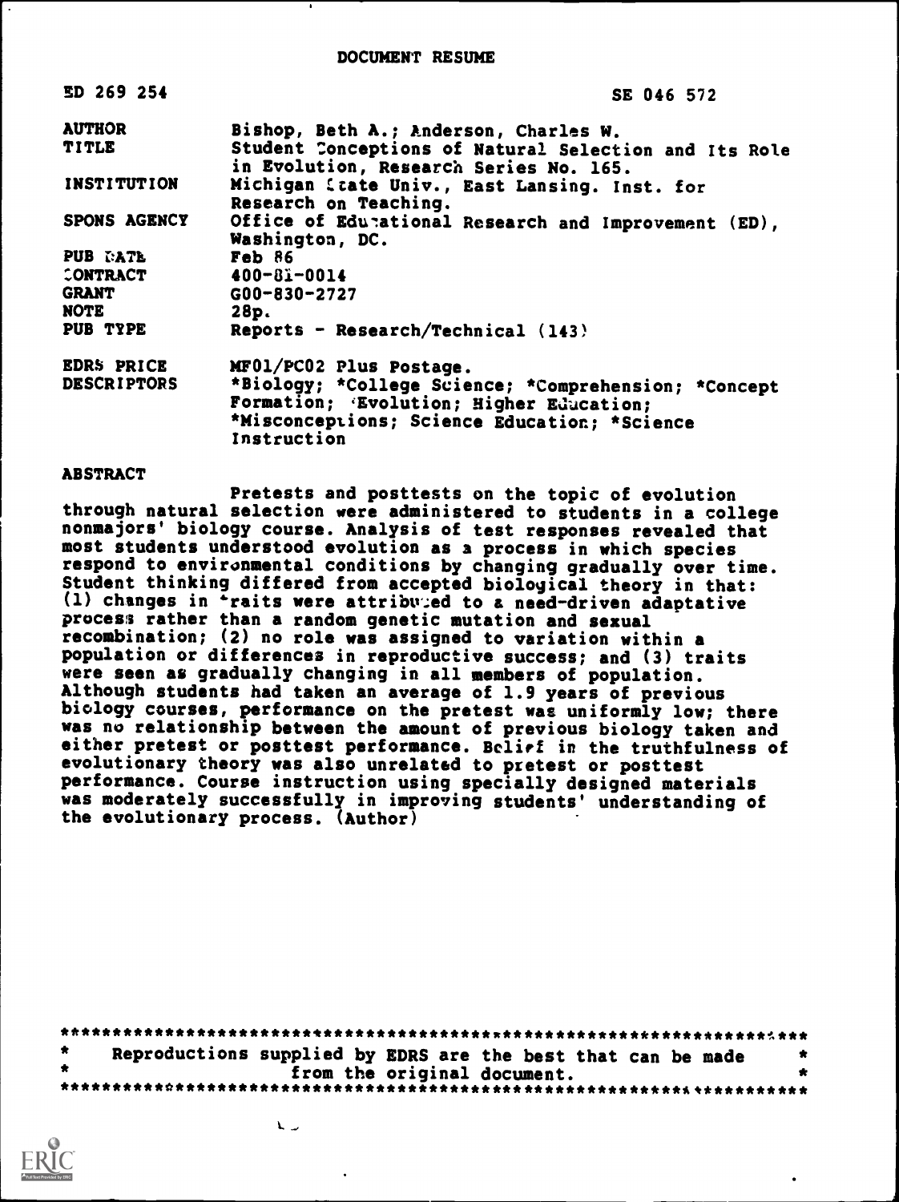# DOCUMENT RESUME

| | |
|---|---|
| ED 269 254 | SE 046 572 |
| AUTHOR | Bishop, Beth A.; Anderson, Charles W. |
| TITLE | Student Conceptions of Natural Selection and Its Role in Evolution, Research Series No. 165. |
| INSTITUTION | Michigan State Univ., East Lansing. Inst. for Research on Teaching. |
| SPONS AGENCY | Office of Educational Research and Improvement (ED), Washington, DC. |
| PUB DATE | Feb 86 |
| CONTRACT | 400-81-0014 |
| GRANT | G00-830-2727 |
| NOTE | 28p. |
| PUB TYPE | Reports - Research/Technical (143) |
| EDRS PRICE | MF01/PC02 Plus Postage. |
| DESCRIPTORS | *Biology; *College Science; *Comprehension; *Concept Formation; *Evolution; Higher Education; *Misconceptions; Science Education; *Science Instruction |

## ABSTRACT

Pretests and posttests on the topic of evolution through natural selection were administered to students in a college nonmajors' biology course. Analysis of test responses revealed that most students understood evolution as a process in which species respond to environmental conditions by changing gradually over time. Student thinking differed from accepted biological theory in that: (1) changes in traits were attributed to a need-driven adaptative process rather than a random genetic mutation and sexual recombination; (2) no role was assigned to variation within a population or differences in reproductive success; and (3) traits were seen as gradually changing in all members of population. Although students had taken an average of 1.9 years of previous biology courses, performance on the pretest was uniformly low; there was no relationship between the amount of previous biology taken and either pretest or posttest performance. Belief in the truthfulness of evolutionary theory was also unrelated to pretest or posttest performance. Course instruction using specially designed materials was moderately successfully in improving students' understanding of the evolutionary process. (Author)

***********************************************************************
* Reproductions supplied by EDRS are the best that can be made *
* from the original document. *
***********************************************************************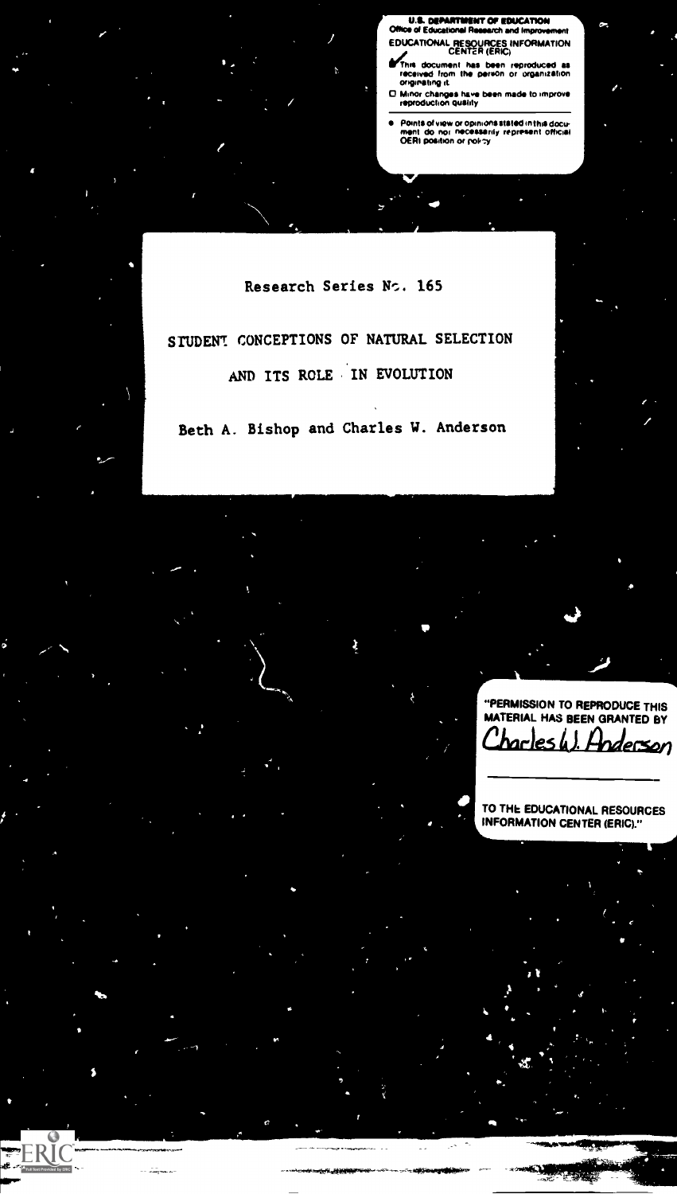U.S. DEPARTMENT OF EDUCATION
Office of Educational Research and Improvement
EDUCATIONAL RESOURCES INFORMATION CENTER (ERIC)

- ☑ This document has been reproduced as received from the person or organization originating it.
- ☐ Minor changes have been made to improve reproduction quality
- Points of view or opinions stated in this document do not necessarily represent official OERI position or policy

Research Series No. 165

# STUDENT CONCEPTIONS OF NATURAL SELECTION AND ITS ROLE IN EVOLUTION

Beth A. Bishop and Charles W. Anderson

"PERMISSION TO REPRODUCE THIS MATERIAL HAS BEEN GRANTED BY Charles W. Anderson

TO THE EDUCATIONAL RESOURCES INFORMATION CENTER (ERIC)."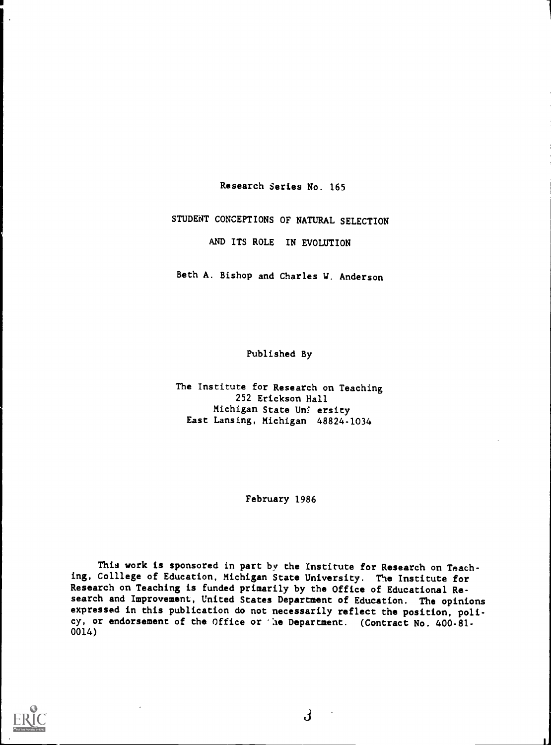Research Series No. 165

# STUDENT CONCEPTIONS OF NATURAL SELECTION AND ITS ROLE IN EVOLUTION

Beth A. Bishop and Charles W. Anderson

Published By

The Institute for Research on Teaching
252 Erickson Hall
Michigan State University
East Lansing, Michigan 48824-1034

February 1986

This work is sponsored in part by the Institute for Research on Teaching, Colllege of Education, Michigan State University. The Institute for Research on Teaching is funded primarily by the Office of Educational Research and Improvement, United States Department of Education. The opinions expressed in this publication do not necessarily reflect the position, policy, or endorsement of the Office or the Department. (Contract No. 400-81-0014)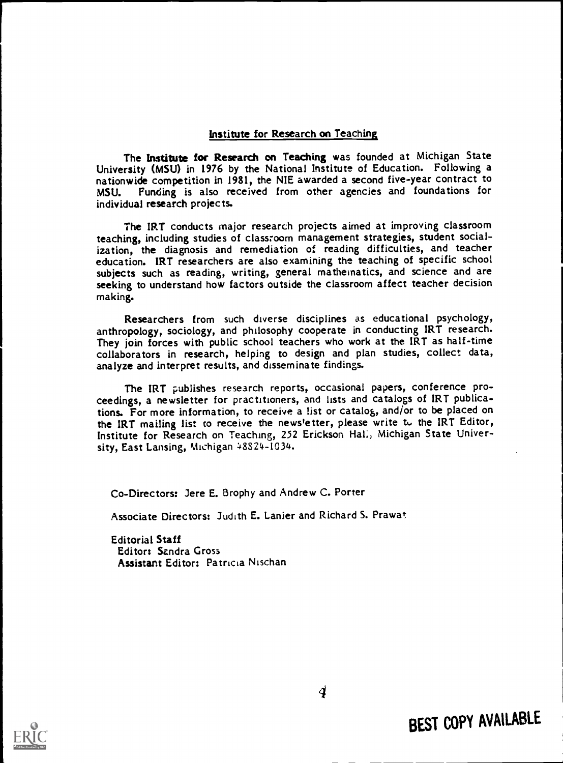## Institute for Research on Teaching

The **Institute for Research on Teaching** was founded at Michigan State University (MSU) in 1976 by the National Institute of Education. Following a nationwide competition in 1981, the NIE awarded a second five-year contract to MSU. Funding is also received from other agencies and foundations for individual research projects.

The IRT conducts major research projects aimed at improving classroom teaching, including studies of classroom management strategies, student socialization, the diagnosis and remediation of reading difficulties, and teacher education. IRT researchers are also examining the teaching of specific school subjects such as reading, writing, general mathematics, and science and are seeking to understand how factors outside the classroom affect teacher decision making.

Researchers from such diverse disciplines as educational psychology, anthropology, sociology, and philosophy cooperate in conducting IRT research. They join forces with public school teachers who work at the IRT as half-time collaborators in research, helping to design and plan studies, collect data, analyze and interpret results, and disseminate findings.

The IRT publishes research reports, occasional papers, conference proceedings, a newsletter for practitioners, and lists and catalogs of IRT publications. For more information, to receive a list or catalog, and/or to be placed on the IRT mailing list to receive the newsletter, please write to the IRT Editor, Institute for Research on Teaching, 252 Erickson Hall, Michigan State University, East Lansing, Michigan 48824-1034.

Co-Directors: Jere E. Brophy and Andrew C. Porter

Associate Directors: Judith E. Lanier and Richard S. Prawat

**Editorial Staff**
Editor: Sandra Gross
Assistant Editor: Patricia Nischan

**BEST COPY AVAILABLE**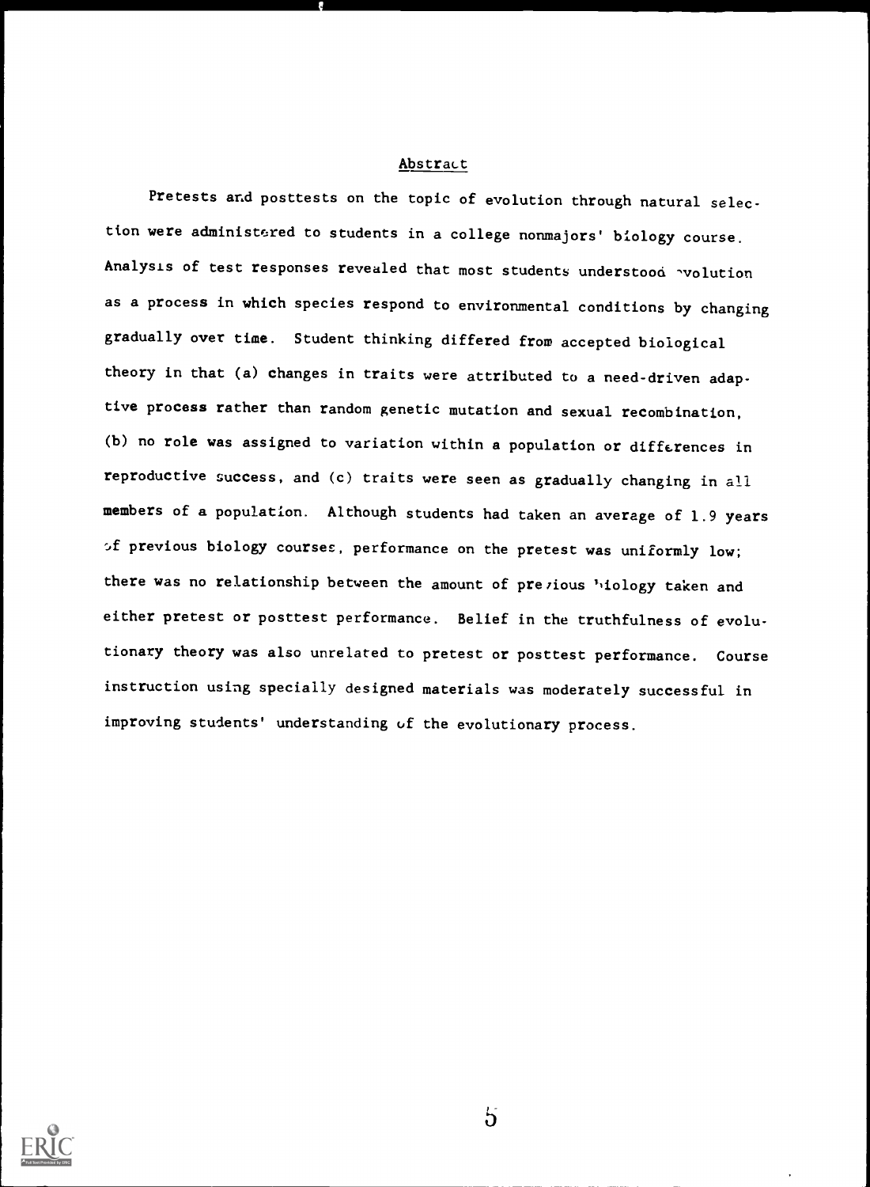## Abstract

Pretests and posttests on the topic of evolution through natural selection were administered to students in a college nonmajors' biology course. Analysis of test responses revealed that most students understood evolution as a process in which species respond to environmental conditions by changing gradually over time. Student thinking differed from accepted biological theory in that (a) changes in traits were attributed to a need-driven adaptive process rather than random genetic mutation and sexual recombination, (b) no role was assigned to variation within a population or differences in reproductive success, and (c) traits were seen as gradually changing in all members of a population. Although students had taken an average of 1.9 years of previous biology courses, performance on the pretest was uniformly low; there was no relationship between the amount of previous biology taken and either pretest or posttest performance. Belief in the truthfulness of evolutionary theory was also unrelated to pretest or posttest performance. Course instruction using specially designed materials was moderately successful in improving students' understanding of the evolutionary process.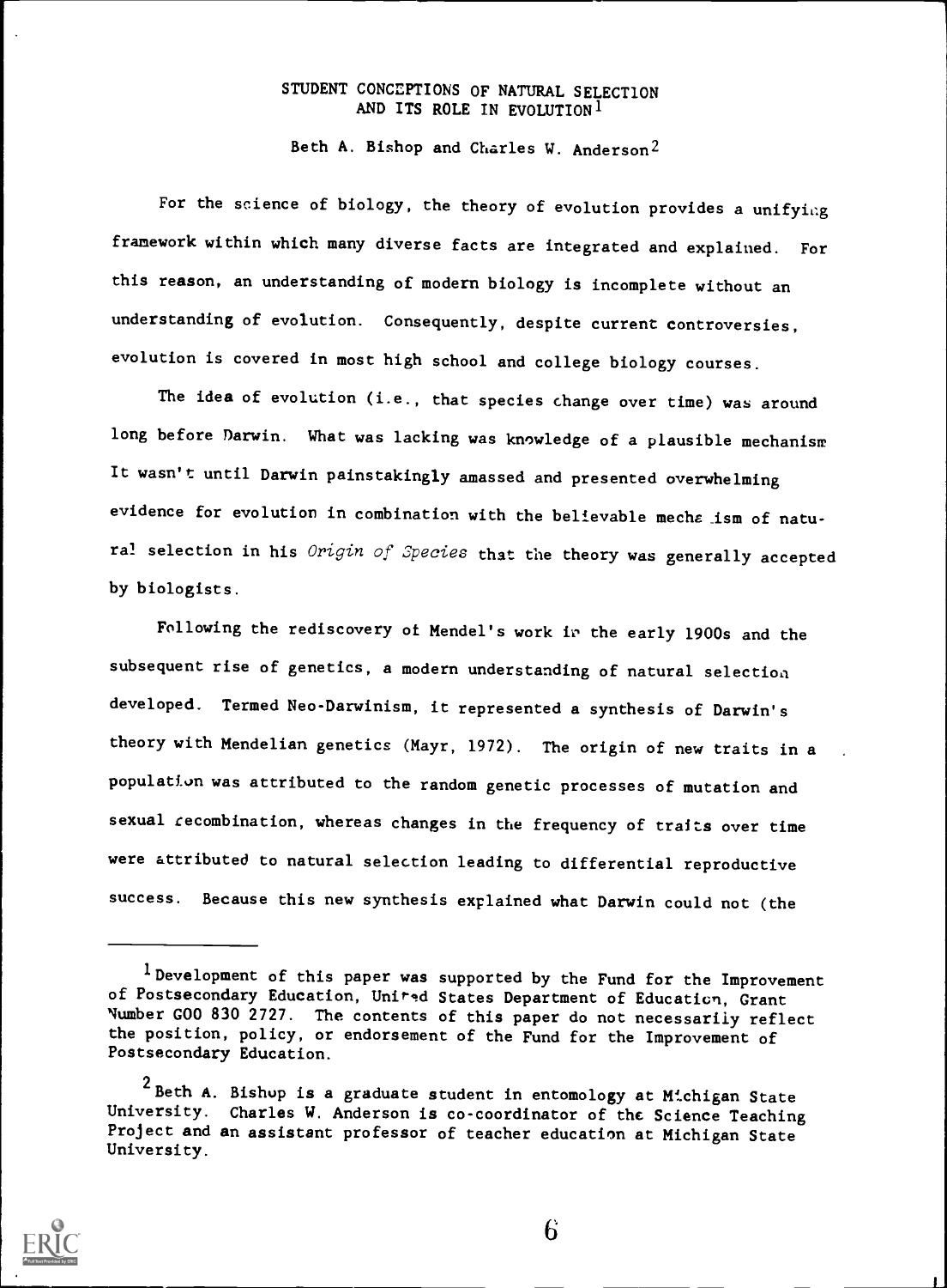# STUDENT CONCEPTIONS OF NATURAL SELECTION AND ITS ROLE IN EVOLUTION[1]

Beth A. Bishop and Charles W. Anderson[2]

For the science of biology, the theory of evolution provides a unifying framework within which many diverse facts are integrated and explained. For this reason, an understanding of modern biology is incomplete without an understanding of evolution. Consequently, despite current controversies, evolution is covered in most high school and college biology courses.

The idea of evolution (i.e., that species change over time) was around long before Darwin. What was lacking was knowledge of a plausible mechanism. It wasn't until Darwin painstakingly amassed and presented overwhelming evidence for evolution in combination with the believable mechanism of natural selection in his *Origin of Species* that the theory was generally accepted by biologists.

Following the rediscovery of Mendel's work in the early 1900s and the subsequent rise of genetics, a modern understanding of natural selection developed. Termed Neo-Darwinism, it represented a synthesis of Darwin's theory with Mendelian genetics (Mayr, 1972). The origin of new traits in a population was attributed to the random genetic processes of mutation and sexual recombination, whereas changes in the frequency of traits over time were attributed to natural selection leading to differential reproductive success. Because this new synthesis explained what Darwin could not (the

---

[1] Development of this paper was supported by the Fund for the Improvement of Postsecondary Education, United States Department of Education, Grant Number G00 830 2727. The contents of this paper do not necessarily reflect the position, policy, or endorsement of the Fund for the Improvement of Postsecondary Education.

[2] Beth A. Bishop is a graduate student in entomology at Michigan State University. Charles W. Anderson is co-coordinator of the Science Teaching Project and an assistant professor of teacher education at Michigan State University.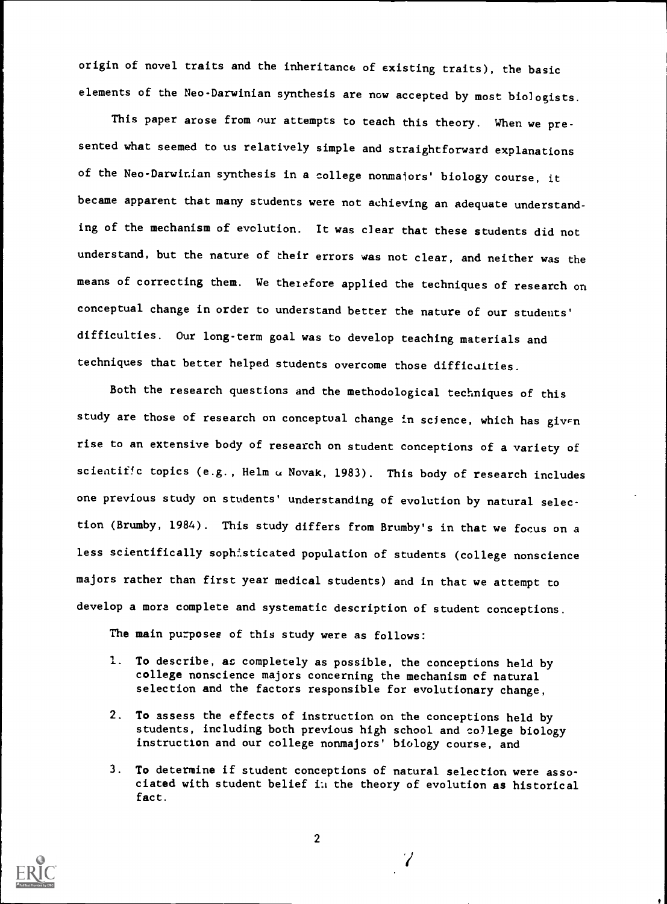origin of novel traits and the inheritance of existing traits), the basic elements of the Neo-Darwinian synthesis are now accepted by most biologists.

This paper arose from our attempts to teach this theory. When we presented what seemed to us relatively simple and straightforward explanations of the Neo-Darwinian synthesis in a college nonmajors' biology course, it became apparent that many students were not achieving an adequate understanding of the mechanism of evolution. It was clear that these students did not understand, but the nature of their errors was not clear, and neither was the means of correcting them. We therefore applied the techniques of research on conceptual change in order to understand better the nature of our students' difficulties. Our long-term goal was to develop teaching materials and techniques that better helped students overcome those difficulties.

Both the research questions and the methodological techniques of this study are those of research on conceptual change in science, which has given rise to an extensive body of research on student conceptions of a variety of scientific topics (e.g., Helm & Novak, 1983). This body of research includes one previous study on students' understanding of evolution by natural selection (Brumby, 1984). This study differs from Brumby's in that we focus on a less scientifically sophisticated population of students (college nonscience majors rather than first year medical students) and in that we attempt to develop a more complete and systematic description of student conceptions.

The main purposes of this study were as follows:

1. To describe, as completely as possible, the conceptions held by college nonscience majors concerning the mechanism of natural selection and the factors responsible for evolutionary change,
2. To assess the effects of instruction on the conceptions held by students, including both previous high school and college biology instruction and our college nonmajors' biology course, and
3. To determine if student conceptions of natural selection were associated with student belief in the theory of evolution as historical fact.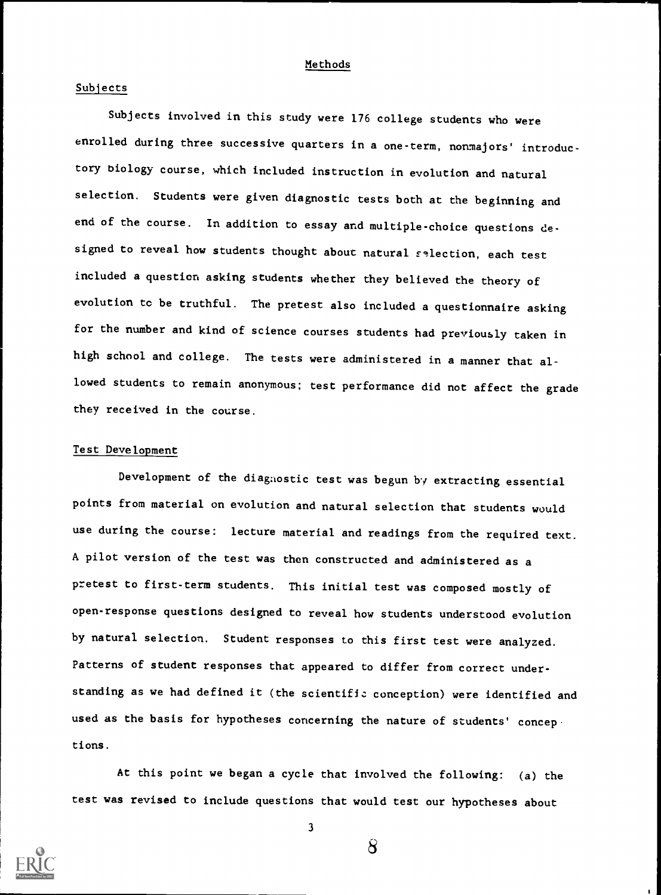## Methods

### Subjects

Subjects involved in this study were 176 college students who were enrolled during three successive quarters in a one-term, nonmajors' introductory biology course, which included instruction in evolution and natural selection. Students were given diagnostic tests both at the beginning and end of the course. In addition to essay and multiple-choice questions designed to reveal how students thought about natural selection, each test included a question asking students whether they believed the theory of evolution to be truthful. The pretest also included a questionnaire asking for the number and kind of science courses students had previously taken in high school and college. The tests were administered in a manner that allowed students to remain anonymous; test performance did not affect the grade they received in the course.

### Test Development

Development of the diagnostic test was begun by extracting essential points from material on evolution and natural selection that students would use during the course: lecture material and readings from the required text. A pilot version of the test was then constructed and administered as a pretest to first-term students. This initial test was composed mostly of open-response questions designed to reveal how students understood evolution by natural selection. Student responses to this first test were analyzed. Patterns of student responses that appeared to differ from correct understanding as we had defined it (the scientific conception) were identified and used as the basis for hypotheses concerning the nature of students' conceptions.

At this point we began a cycle that involved the following: (a) the test was revised to include questions that would test our hypotheses about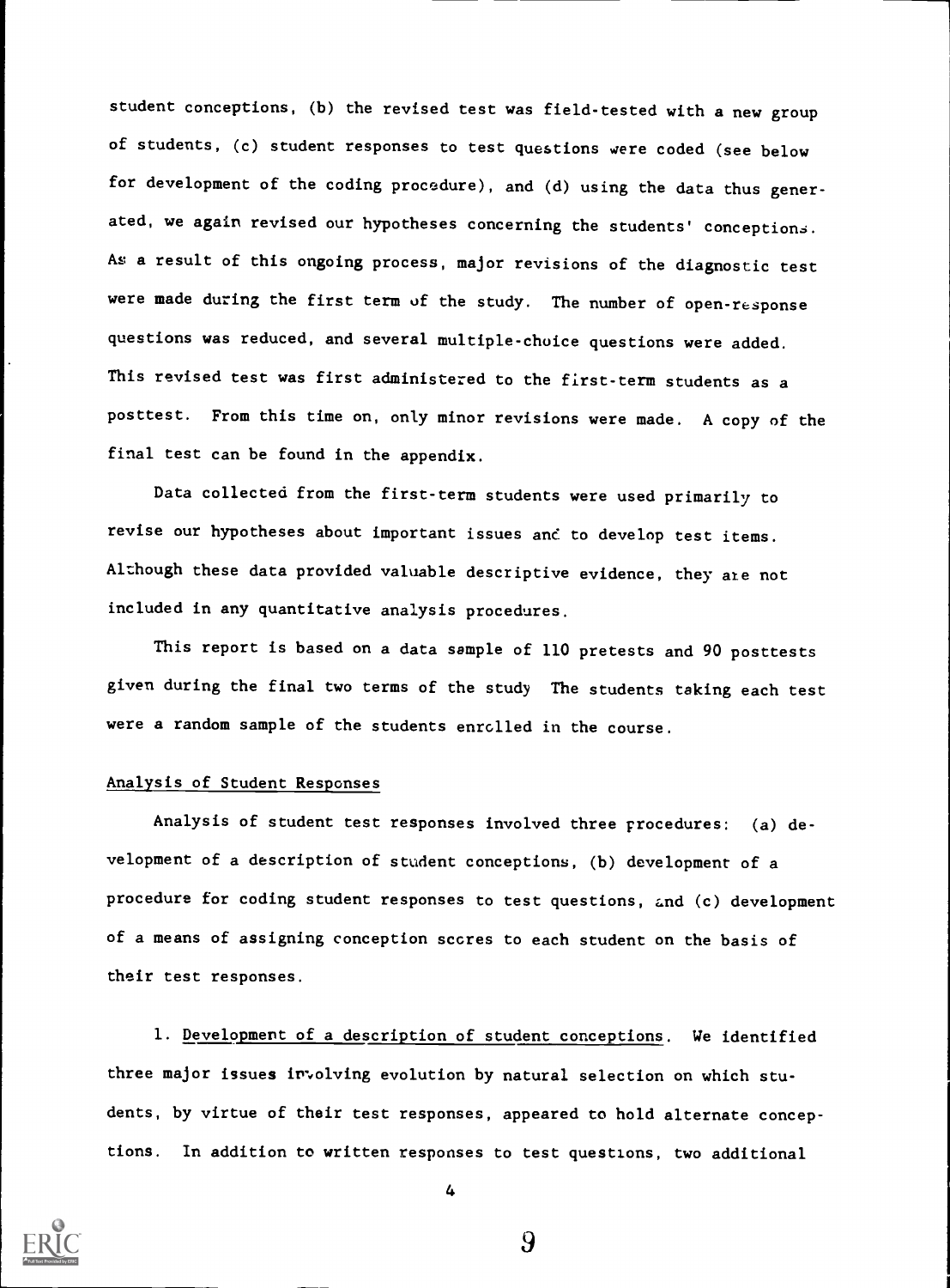student conceptions, (b) the revised test was field-tested with a new group of students, (c) student responses to test questions were coded (see below for development of the coding procedure), and (d) using the data thus generated, we again revised our hypotheses concerning the students' conceptions. As a result of this ongoing process, major revisions of the diagnostic test were made during the first term of the study. The number of open-response questions was reduced, and several multiple-choice questions were added. This revised test was first administered to the first-term students as a posttest. From this time on, only minor revisions were made. A copy of the final test can be found in the appendix.

Data collected from the first-term students were used primarily to revise our hypotheses about important issues and to develop test items. Although these data provided valuable descriptive evidence, they are not included in any quantitative analysis procedures.

This report is based on a data sample of 110 pretests and 90 posttests given during the final two terms of the study The students taking each test were a random sample of the students enrolled in the course.

## Analysis of Student Responses

Analysis of student test responses involved three procedures: (a) development of a description of student conceptions, (b) development of a procedure for coding student responses to test questions, and (c) development of a means of assigning conception scores to each student on the basis of their test responses.

1. Development of a description of student conceptions. We identified three major issues involving evolution by natural selection on which students, by virtue of their test responses, appeared to hold alternate conceptions. In addition to written responses to test questions, two additional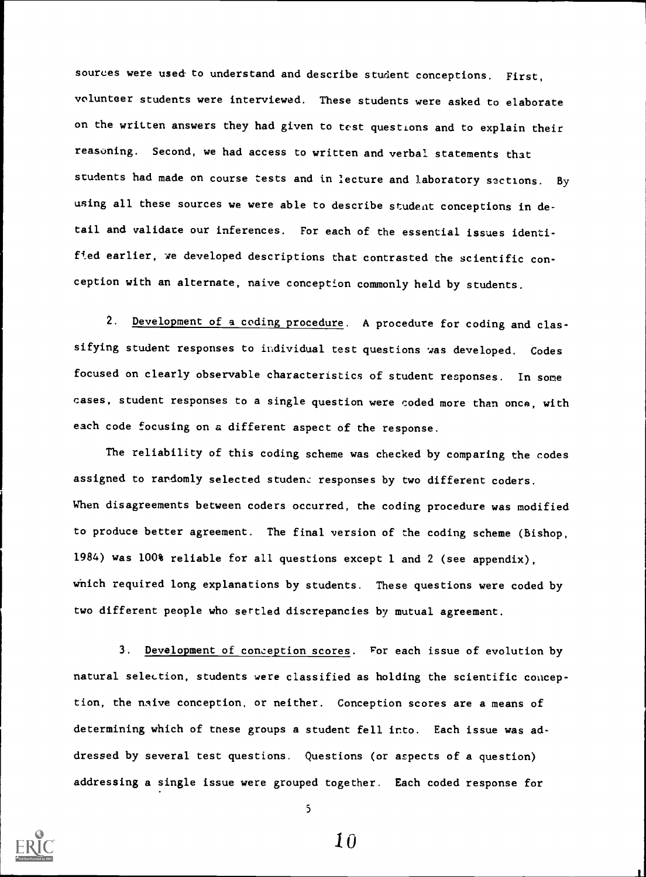sources were used to understand and describe student conceptions. First, volunteer students were interviewed. These students were asked to elaborate on the written answers they had given to test questions and to explain their reasoning. Second, we had access to written and verbal statements that students had made on course tests and in lecture and laboratory sections. By using all these sources we were able to describe student conceptions in detail and validate our inferences. For each of the essential issues identified earlier, we developed descriptions that contrasted the scientific conception with an alternate, naive conception commonly held by students.

2. Development of a coding procedure. A procedure for coding and classifying student responses to individual test questions was developed. Codes focused on clearly observable characteristics of student responses. In some cases, student responses to a single question were coded more than once, with each code focusing on a different aspect of the response.

The reliability of this coding scheme was checked by comparing the codes assigned to randomly selected student responses by two different coders. When disagreements between coders occurred, the coding procedure was modified to produce better agreement. The final version of the coding scheme (Bishop, 1984) was 100% reliable for all questions except 1 and 2 (see appendix), which required long explanations by students. These questions were coded by two different people who settled discrepancies by mutual agreement.

3. Development of conception scores. For each issue of evolution by natural selection, students were classified as holding the scientific conception, the naive conception, or neither. Conception scores are a means of determining which of these groups a student fell into. Each issue was addressed by several test questions. Questions (or aspects of a question) addressing a single issue were grouped together. Each coded response for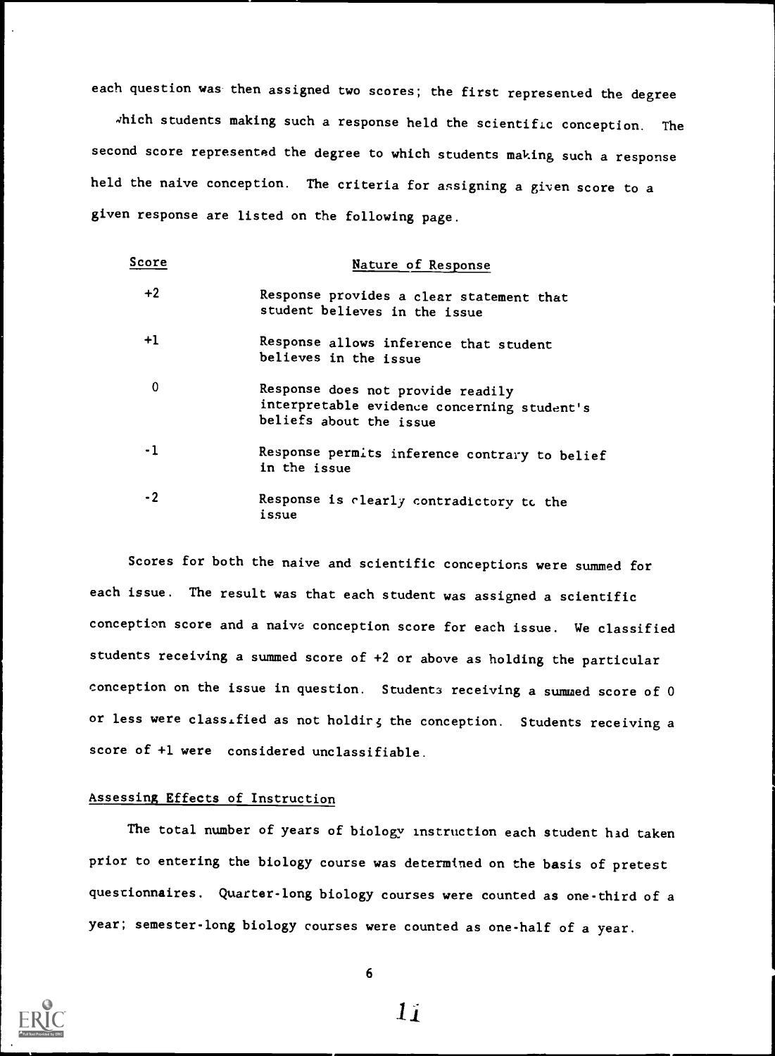each question was then assigned two scores; the first represented the degree which students making such a response held the scientific conception. The second score represented the degree to which students making such a response held the naive conception. The criteria for assigning a given score to a given response are listed on the following page.

| Score | Nature of Response |
|---|---|
| +2 | Response provides a clear statement that student believes in the issue |
| +1 | Response allows inference that student believes in the issue |
| 0 | Response does not provide readily interpretable evidence concerning student's beliefs about the issue |
| -1 | Response permits inference contrary to belief in the issue |
| -2 | Response is clearly contradictory to the issue |

Scores for both the naive and scientific conceptions were summed for each issue. The result was that each student was assigned a scientific conception score and a naive conception score for each issue. We classified students receiving a summed score of +2 or above as holding the particular conception on the issue in question. Students receiving a summed score of 0 or less were classified as not holding the conception. Students receiving a score of +1 were considered unclassifiable.

## Assessing Effects of Instruction

The total number of years of biology instruction each student had taken prior to entering the biology course was determined on the basis of pretest questionnaires. Quarter-long biology courses were counted as one-third of a year; semester-long biology courses were counted as one-half of a year.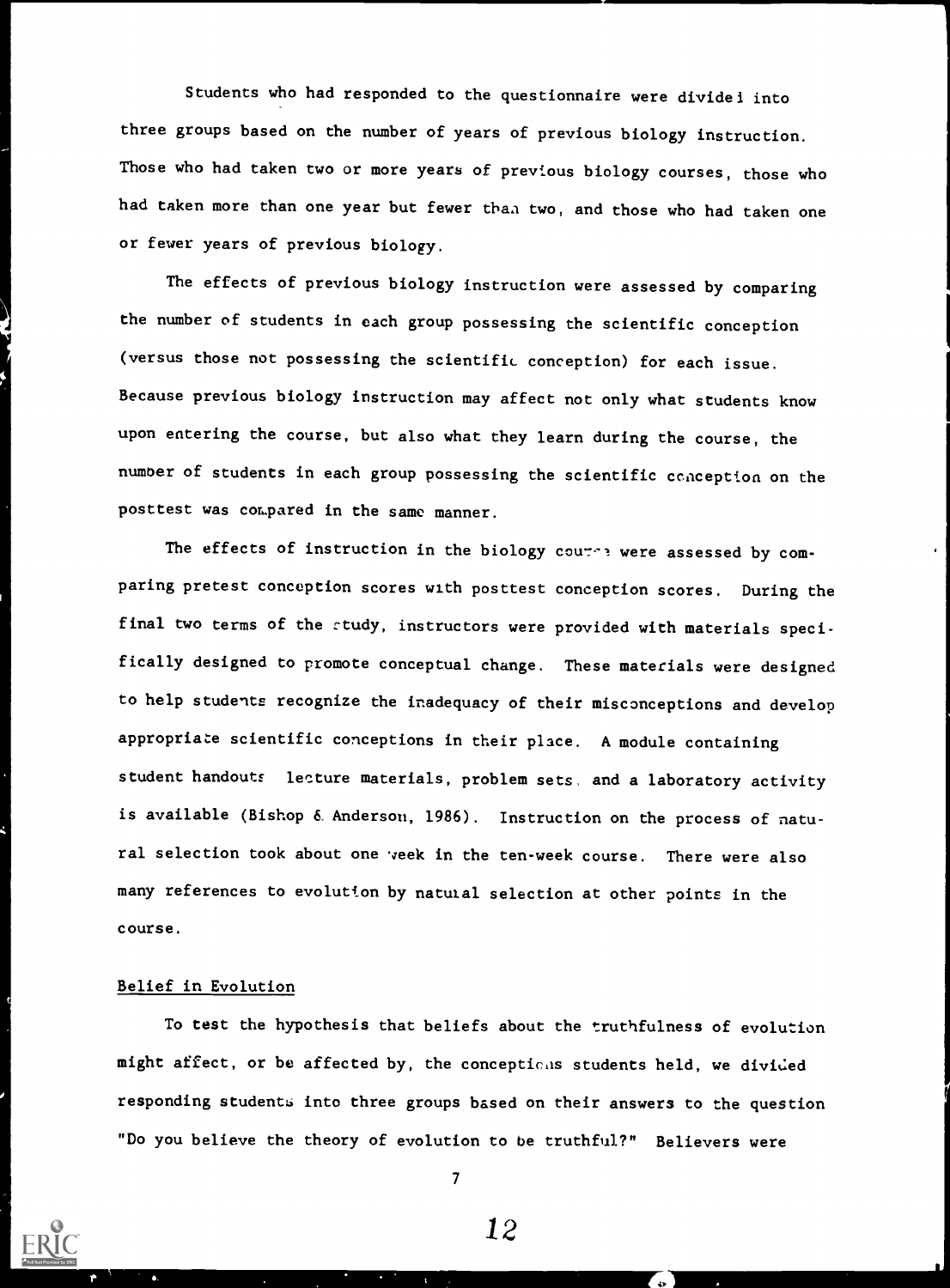Students who had responded to the questionnaire were divided into three groups based on the number of years of previous biology instruction. Those who had taken two or more years of previous biology courses, those who had taken more than one year but fewer than two, and those who had taken one or fewer years of previous biology.

The effects of previous biology instruction were assessed by comparing the number of students in each group possessing the scientific conception (versus those not possessing the scientific conception) for each issue. Because previous biology instruction may affect not only what students know upon entering the course, but also what they learn during the course, the number of students in each group possessing the scientific conception on the posttest was compared in the same manner.

The effects of instruction in the biology course were assessed by comparing pretest conception scores with posttest conception scores. During the final two terms of the study, instructors were provided with materials specifically designed to promote conceptual change. These materials were designed to help students recognize the inadequacy of their misconceptions and develop appropriate scientific conceptions in their place. A module containing student handouts lecture materials, problem sets, and a laboratory activity is available (Bishop & Anderson, 1986). Instruction on the process of natural selection took about one week in the ten-week course. There were also many references to evolution by natural selection at other points in the course.

## Belief in Evolution

To test the hypothesis that beliefs about the truthfulness of evolution might affect, or be affected by, the conceptions students held, we divided responding students into three groups based on their answers to the question "Do you believe the theory of evolution to be truthful?" Believers were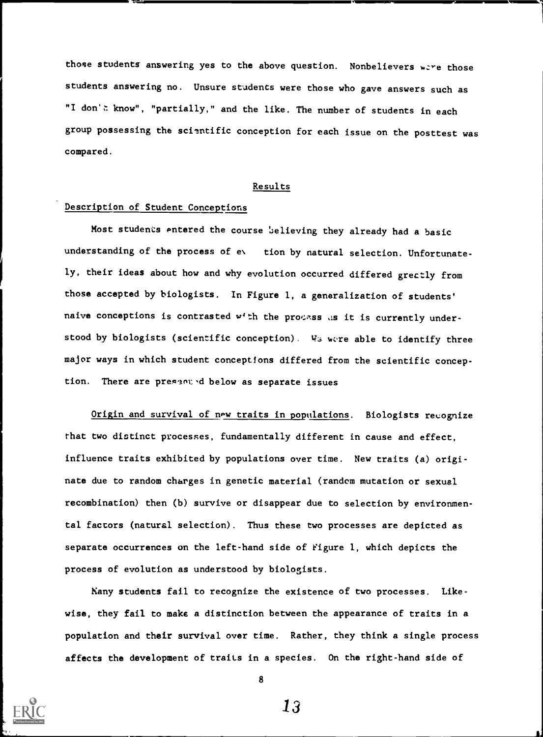those students answering yes to the above question. Nonbelievers were those students answering no. Unsure students were those who gave answers such as "I don't know", "partially," and the like. The number of students in each group possessing the scientific conception for each issue on the posttest was compared.

## Results

### Description of Student Conceptions

Most students entered the course believing they already had a basic understanding of the process of evolution by natural selection. Unfortunately, their ideas about how and why evolution occurred differed greatly from those accepted by biologists. In Figure 1, a generalization of students' naive conceptions is contrasted with the process as it is currently understood by biologists (scientific conception). We were able to identify three major ways in which student conceptions differed from the scientific conception. There are presented below as separate issues

Origin and survival of new traits in populations. Biologists recognize that two distinct processes, fundamentally different in cause and effect, influence traits exhibited by populations over time. New traits (a) originate due to random changes in genetic material (random mutation or sexual recombination) then (b) survive or disappear due to selection by environmental factors (natural selection). Thus these two processes are depicted as separate occurrences on the left-hand side of Figure 1, which depicts the process of evolution as understood by biologists.

Many students fail to recognize the existence of two processes. Likewise, they fail to make a distinction between the appearance of traits in a population and their survival over time. Rather, they think a single process affects the development of traits in a species. On the right-hand side of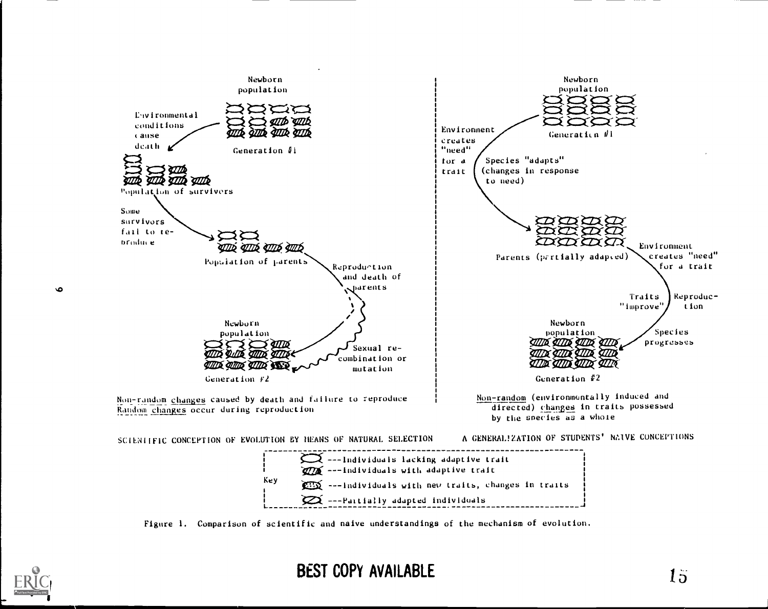Newborn population

Environmental conditions cause death

Generation #1

Population of survivors

Some survivors fail to reproduce

Population of parents

Reproduction and death of parents

Newborn population

Sexual recombination or mutation

Generation #2

Non-random changes caused by death and failure to reproduce
Random changes occur during reproduction

SCIENTIFIC CONCEPTION OF EVOLUTION BY MEANS OF NATURAL SELECTION

Newborn population

Generation #1

Environment creates "need" for a trait

Species "adapts" (changes in response to need)

Parents (partially adapted)

Environment creates "need" for a trait

Traits "improve"

Reproduction

Newborn population

Species progresses

Generation #2

Non-random (environmentally induced and directed) changes in traits possessed by the species as a whole

A GENERALIZATION OF STUDENTS' NAIVE CONCEPTIONS

Key
- ---Individuals lacking adaptive trait
- ---Individuals with adaptive trait
- ---Individuals with new traits, changes in traits
- ---Partially adapted individuals

Figure 1. Comparison of scientific and naive understandings of the mechanism of evolution.

BEST COPY AVAILABLE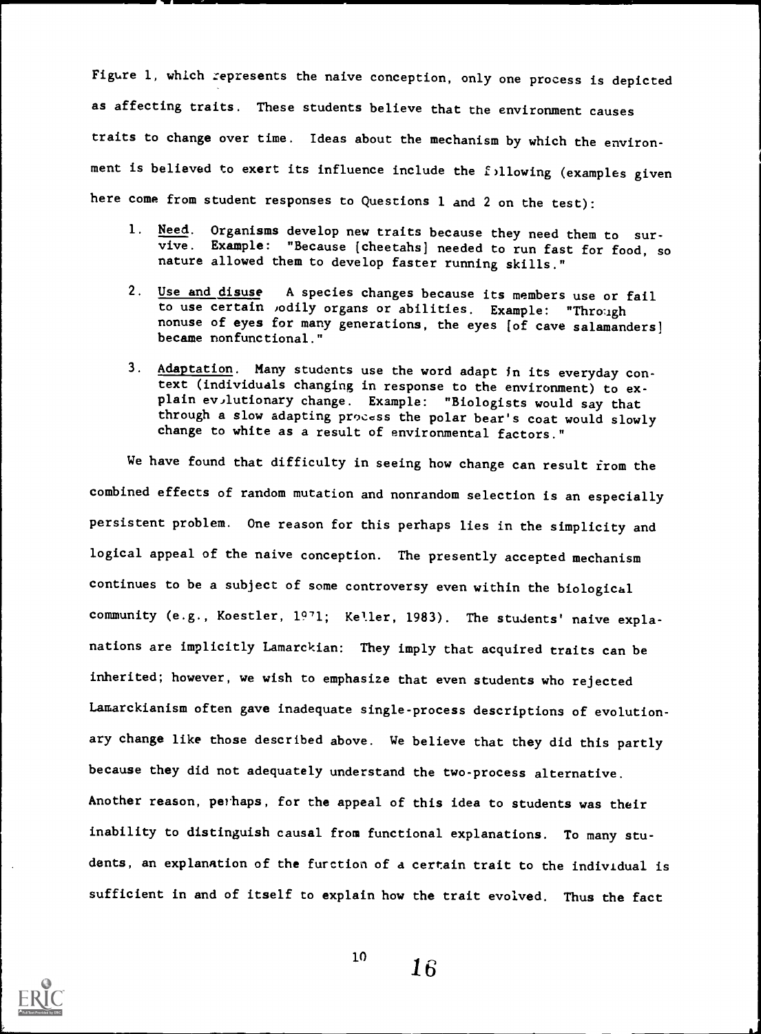Figure 1, which represents the naive conception, only one process is depicted as affecting traits. These students believe that the environment causes traits to change over time. Ideas about the mechanism by which the environment is believed to exert its influence include the following (examples given here come from student responses to Questions 1 and 2 on the test):

1. Need. Organisms develop new traits because they need them to survive. Example: "Because [cheetahs] needed to run fast for food, so nature allowed them to develop faster running skills."

2. Use and disuse A species changes because its members use or fail to use certain bodily organs or abilities. Example: "Through nonuse of eyes for many generations, the eyes [of cave salamanders] became nonfunctional."

3. Adaptation. Many students use the word adapt in its everyday context (individuals changing in response to the environment) to explain evolutionary change. Example: "Biologists would say that through a slow adapting process the polar bear's coat would slowly change to white as a result of environmental factors."

We have found that difficulty in seeing how change can result from the combined effects of random mutation and nonrandom selection is an especially persistent problem. One reason for this perhaps lies in the simplicity and logical appeal of the naive conception. The presently accepted mechanism continues to be a subject of some controversy even within the biological community (e.g., Koestler, 1971; Keller, 1983). The students' naive explanations are implicitly Lamarckian: They imply that acquired traits can be inherited; however, we wish to emphasize that even students who rejected Lamarckianism often gave inadequate single-process descriptions of evolutionary change like those described above. We believe that they did this partly because they did not adequately understand the two-process alternative. Another reason, perhaps, for the appeal of this idea to students was their inability to distinguish causal from functional explanations. To many students, an explanation of the function of a certain trait to the individual is sufficient in and of itself to explain how the trait evolved. Thus the fact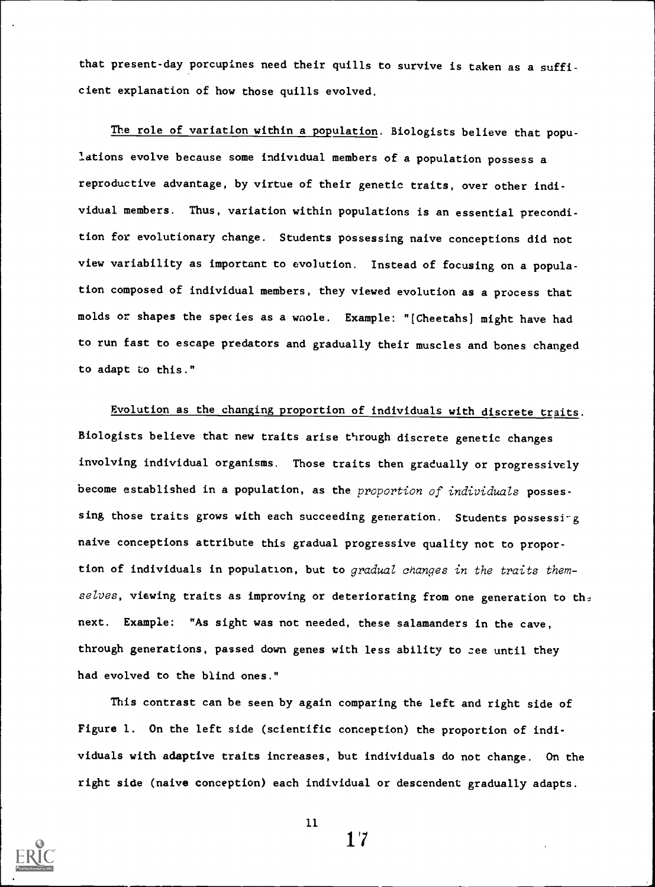that present-day porcupines need their quills to survive is taken as a sufficient explanation of how those quills evolved.

The role of variation within a population. Biologists believe that populations evolve because some individual members of a population possess a reproductive advantage, by virtue of their genetic traits, over other individual members. Thus, variation within populations is an essential precondition for evolutionary change. Students possessing naive conceptions did not view variability as important to evolution. Instead of focusing on a population composed of individual members, they viewed evolution as a process that molds or shapes the species as a whole. Example: "[Cheetahs] might have had to run fast to escape predators and gradually their muscles and bones changed to adapt to this."

Evolution as the changing proportion of individuals with discrete traits. Biologists believe that new traits arise through discrete genetic changes involving individual organisms. Those traits then gradually or progressively become established in a population, as the *proportion of individuals* possessing those traits grows with each succeeding generation. Students possessing naive conceptions attribute this gradual progressive quality not to proportion of individuals in population, but to *gradual changes in the traits themselves*, viewing traits as improving or deteriorating from one generation to the next. Example: "As sight was not needed, these salamanders in the cave, through generations, passed down genes with less ability to see until they had evolved to the blind ones."

This contrast can be seen by again comparing the left and right side of Figure 1. On the left side (scientific conception) the proportion of individuals with adaptive traits increases, but individuals do not change. On the right side (naive conception) each individual or descendent gradually adapts.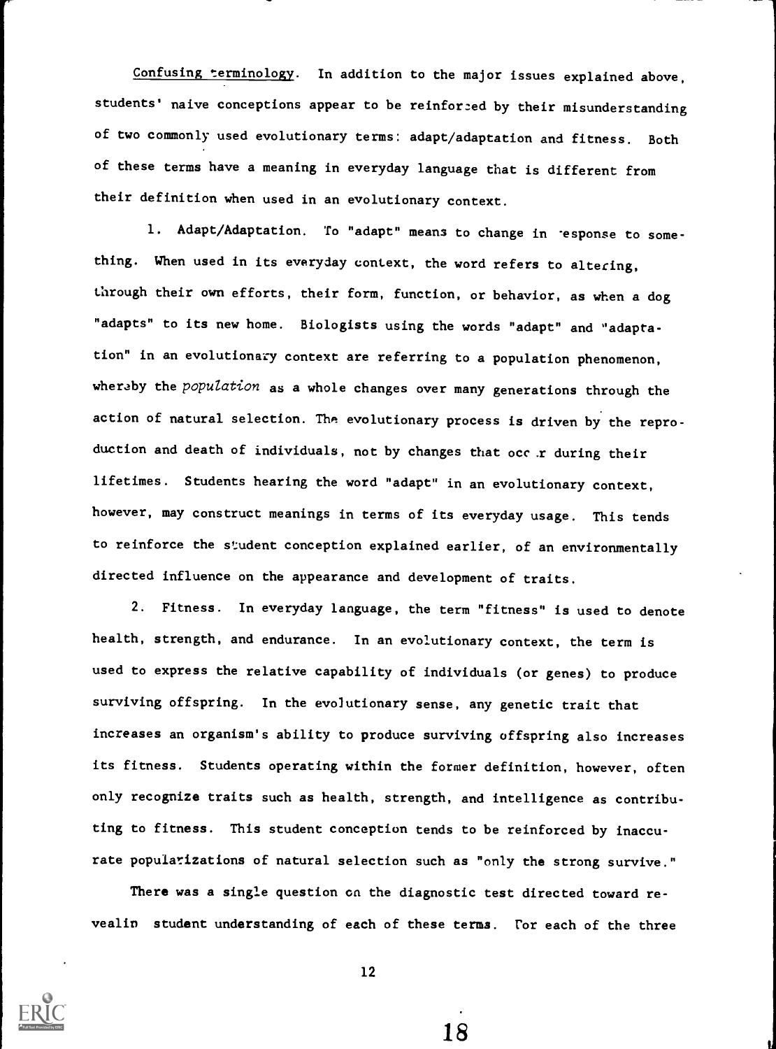Confusing terminology. In addition to the major issues explained above, students' naive conceptions appear to be reinforced by their misunderstanding of two commonly used evolutionary terms: adapt/adaptation and fitness. Both of these terms have a meaning in everyday language that is different from their definition when used in an evolutionary context.

1. Adapt/Adaptation. To "adapt" means to change in response to something. When used in its everyday context, the word refers to altering, through their own efforts, their form, function, or behavior, as when a dog "adapts" to its new home. Biologists using the words "adapt" and "adaptation" in an evolutionary context are referring to a population phenomenon, whereby the *population* as a whole changes over many generations through the action of natural selection. The evolutionary process is driven by the reproduction and death of individuals, not by changes that occur during their lifetimes. Students hearing the word "adapt" in an evolutionary context, however, may construct meanings in terms of its everyday usage. This tends to reinforce the student conception explained earlier, of an environmentally directed influence on the appearance and development of traits.

2. Fitness. In everyday language, the term "fitness" is used to denote health, strength, and endurance. In an evolutionary context, the term is used to express the relative capability of individuals (or genes) to produce surviving offspring. In the evolutionary sense, any genetic trait that increases an organism's ability to produce surviving offspring also increases its fitness. Students operating within the former definition, however, often only recognize traits such as health, strength, and intelligence as contributing to fitness. This student conception tends to be reinforced by inaccurate popularizations of natural selection such as "only the strong survive."

There was a single question on the diagnostic test directed toward revealin student understanding of each of these terms. For each of the three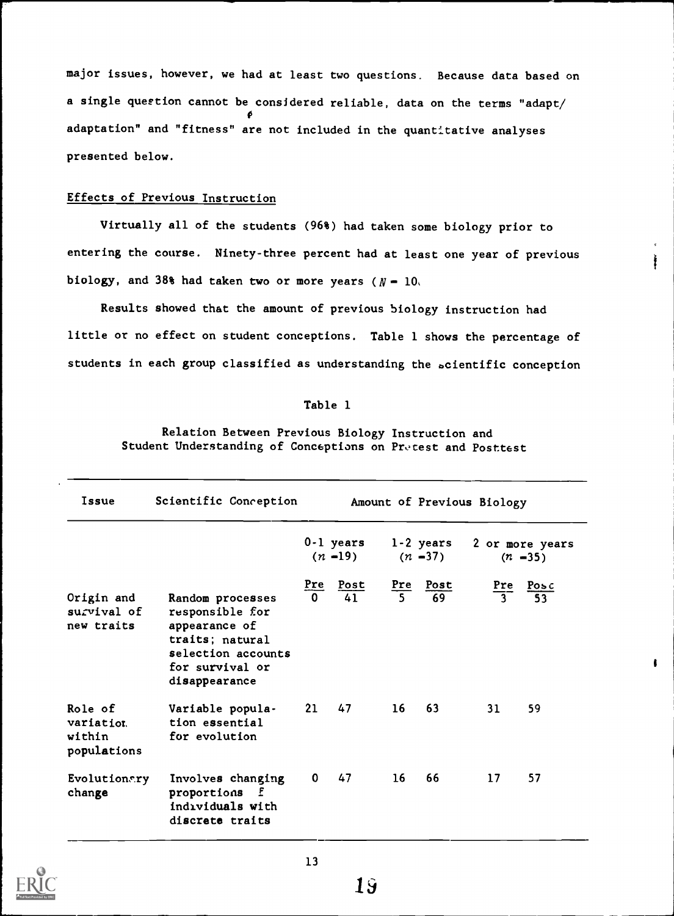major issues, however, we had at least two questions. Because data based on a single question cannot be considered reliable, data on the terms "adapt/adaptation" and "fitness" are not included in the quantitative analyses presented below.

## Effects of Previous Instruction

Virtually all of the students (96%) had taken some biology prior to entering the course. Ninety-three percent had at least one year of previous biology, and 38% had taken two or more years ($N$ = 10

Results showed that the amount of previous biology instruction had little or no effect on student conceptions. Table 1 shows the percentage of students in each group classified as understanding the scientific conception

Table 1

Relation Between Previous Biology Instruction and Student Understanding of Conceptions on Pretest and Posttest

| Issue | Scientific Conception | Amount of Previous Biology | | | | | |
|---|---|---|---|---|---|---|---|
| | | 0-1 years ($n$ =19) | | 1-2 years ($n$ =37) | | 2 or more years ($n$ =35) | |
| | | Pre | Post | Pre | Post | Pre | Post |
| Origin and survival of new traits | Random processes responsible for appearance of traits; natural selection accounts for survival or disappearance | 0 | 41 | 5 | 69 | 3 | 53 |
| Role of variation within populations | Variable population essential for evolution | 21 | 47 | 16 | 63 | 31 | 59 |
| Evolutionary change | Involves changing proportions of individuals with discrete traits | 0 | 47 | 16 | 66 | 17 | 57 |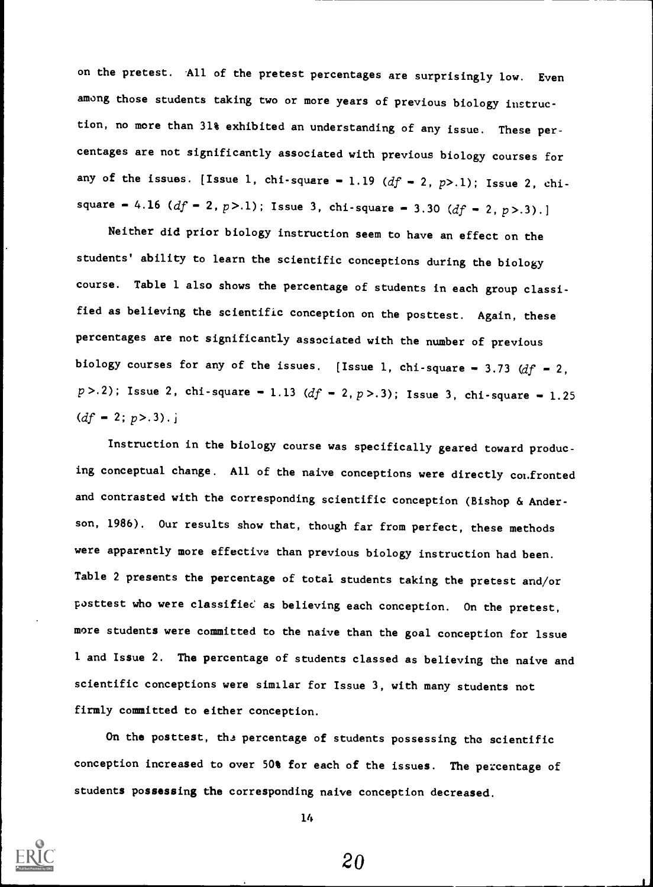on the pretest. All of the pretest percentages are surprisingly low. Even among those students taking two or more years of previous biology instruction, no more than 31% exhibited an understanding of any issue. These percentages are not significantly associated with previous biology courses for any of the issues. [Issue 1, chi-square = 1.19 ($df = 2$, $p > .1$); Issue 2, chi-square = 4.16 ($df = 2$, $p > .1$); Issue 3, chi-square = 3.30 ($df = 2$, $p > .3$).]

Neither did prior biology instruction seem to have an effect on the students' ability to learn the scientific conceptions during the biology course. Table 1 also shows the percentage of students in each group classified as believing the scientific conception on the posttest. Again, these percentages are not significantly associated with the number of previous biology courses for any of the issues. [Issue 1, chi-square = 3.73 ($df = 2$, $p > .2$); Issue 2, chi-square = 1.13 ($df = 2$, $p > .3$); Issue 3, chi-square = 1.25 ($df = 2$; $p > .3$).]

Instruction in the biology course was specifically geared toward producing conceptual change. All of the naive conceptions were directly confronted and contrasted with the corresponding scientific conception (Bishop & Anderson, 1986). Our results show that, though far from perfect, these methods were apparently more effective than previous biology instruction had been. Table 2 presents the percentage of total students taking the pretest and/or posttest who were classified as believing each conception. On the pretest, more students were committed to the naive than the goal conception for Issue 1 and Issue 2. The percentage of students classed as believing the naive and scientific conceptions were similar for Issue 3, with many students not firmly committed to either conception.

On the posttest, the percentage of students possessing the scientific conception increased to over 50% for each of the issues. The percentage of students possessing the corresponding naive conception decreased.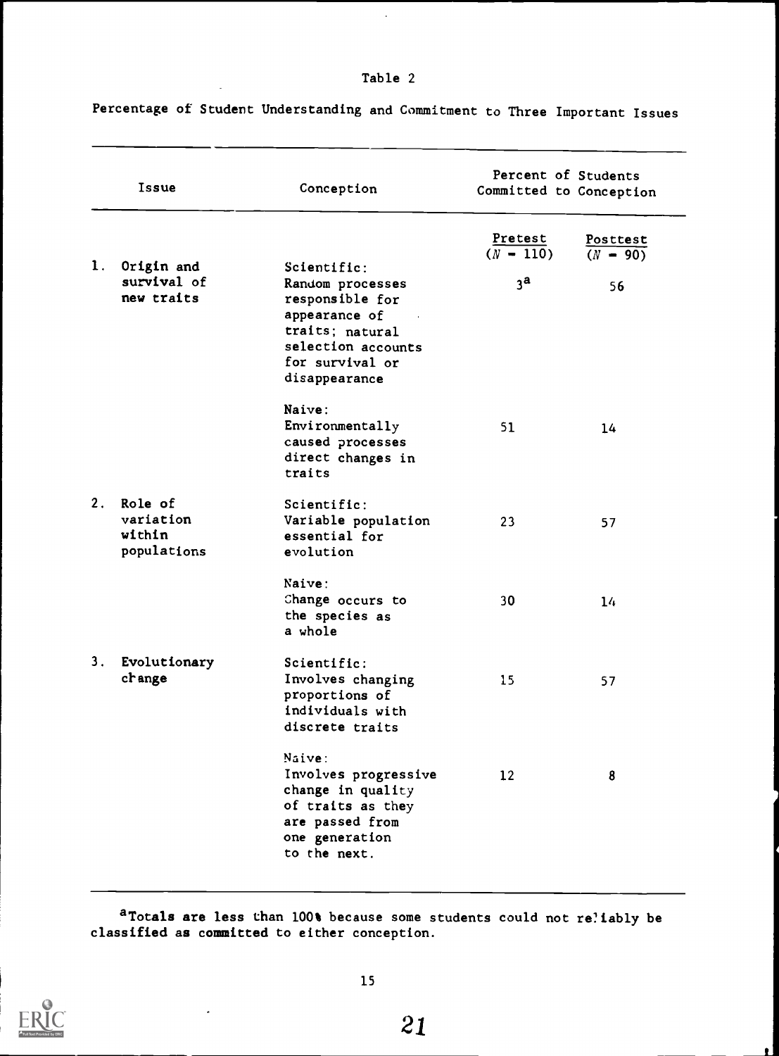Table 2

Percentage of Student Understanding and Commitment to Three Important Issues

| Issue | Conception | Percent of Students Committed to Conception | |
|---|---|---|---|
| | | Pretest ($N = 110$) | Posttest ($N = 90$) |
| 1. Origin and survival of new traits | Scientific: Random processes responsible for appearance of traits; natural selection accounts for survival or disappearance | 3[a] | 56 |
| | Naive: Environmentally caused processes direct changes in traits | 51 | 14 |
| 2. Role of variation within populations | Scientific: Variable population essential for evolution | 23 | 57 |
| | Naive: Change occurs to the species as a whole | 30 | 14 |
| 3. Evolutionary change | Scientific: Involves changing proportions of individuals with discrete traits | 15 | 57 |
| | Naive: Involves progressive change in quality of traits as they are passed from one generation to the next. | 12 | 8 |

[a]Totals are less than 100% because some students could not reliably be classified as committed to either conception.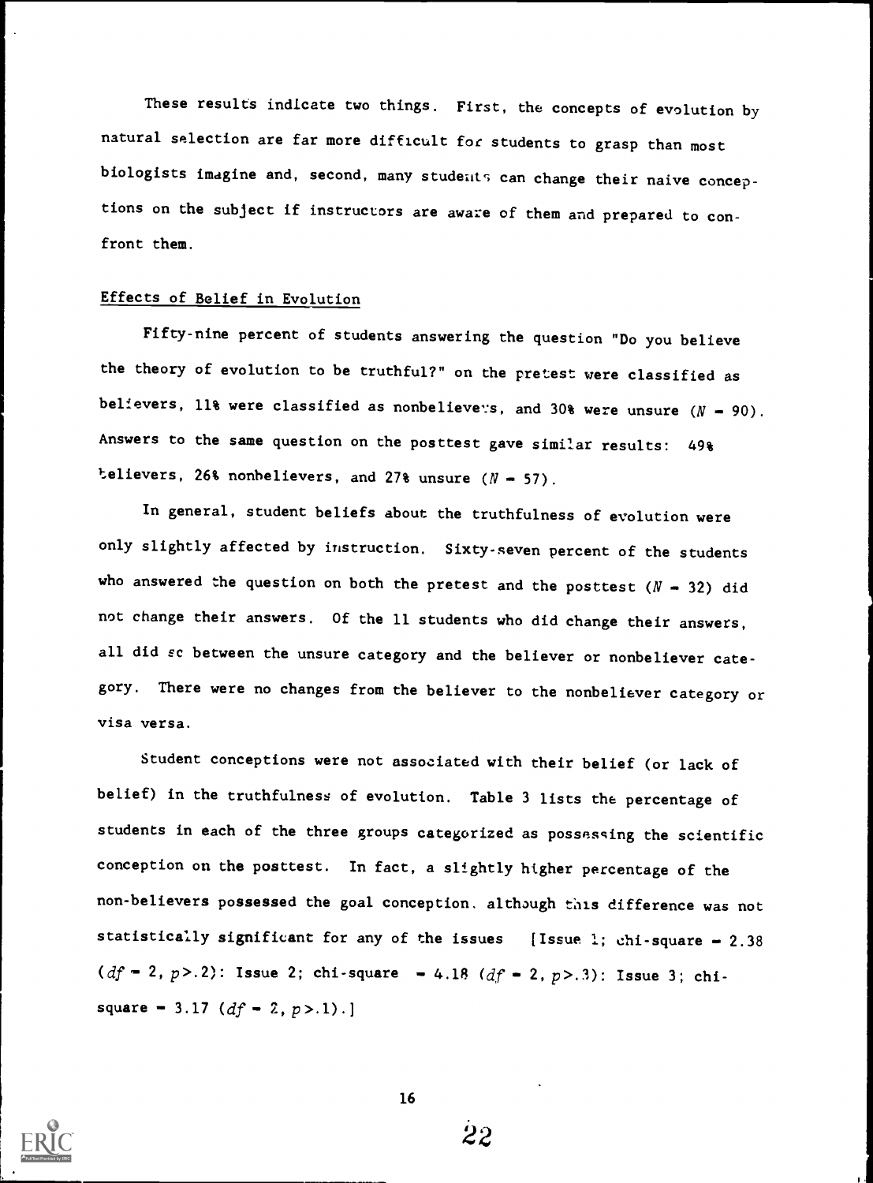These results indicate two things. First, the concepts of evolution by natural selection are far more difficult for students to grasp than most biologists imagine and, second, many students can change their naive conceptions on the subject if instructors are aware of them and prepared to confront them.

## Effects of Belief in Evolution

Fifty-nine percent of students answering the question "Do you believe the theory of evolution to be truthful?" on the pretest were classified as believers, 11% were classified as nonbelievers, and 30% were unsure ($N = 90$). Answers to the same question on the posttest gave similar results: 49% believers, 26% nonbelievers, and 27% unsure ($N = 57$).

In general, student beliefs about the truthfulness of evolution were only slightly affected by instruction. Sixty-seven percent of the students who answered the question on both the pretest and the posttest ($N = 32$) did not change their answers. Of the 11 students who did change their answers, all did so between the unsure category and the believer or nonbeliever category. There were no changes from the believer to the nonbeliever category or visa versa.

Student conceptions were not associated with their belief (or lack of belief) in the truthfulness of evolution. Table 3 lists the percentage of students in each of the three groups categorized as possessing the scientific conception on the posttest. In fact, a slightly higher percentage of the non-believers possessed the goal conception. although this difference was not statistically significant for any of the issues [Issue 1; chi-square = 2.38 ($df = 2$, $p > .2$): Issue 2; chi-square = 4.18 ($df = 2$, $p > .3$): Issue 3; chi-square = 3.17 ($df = 2$, $p > .1$).]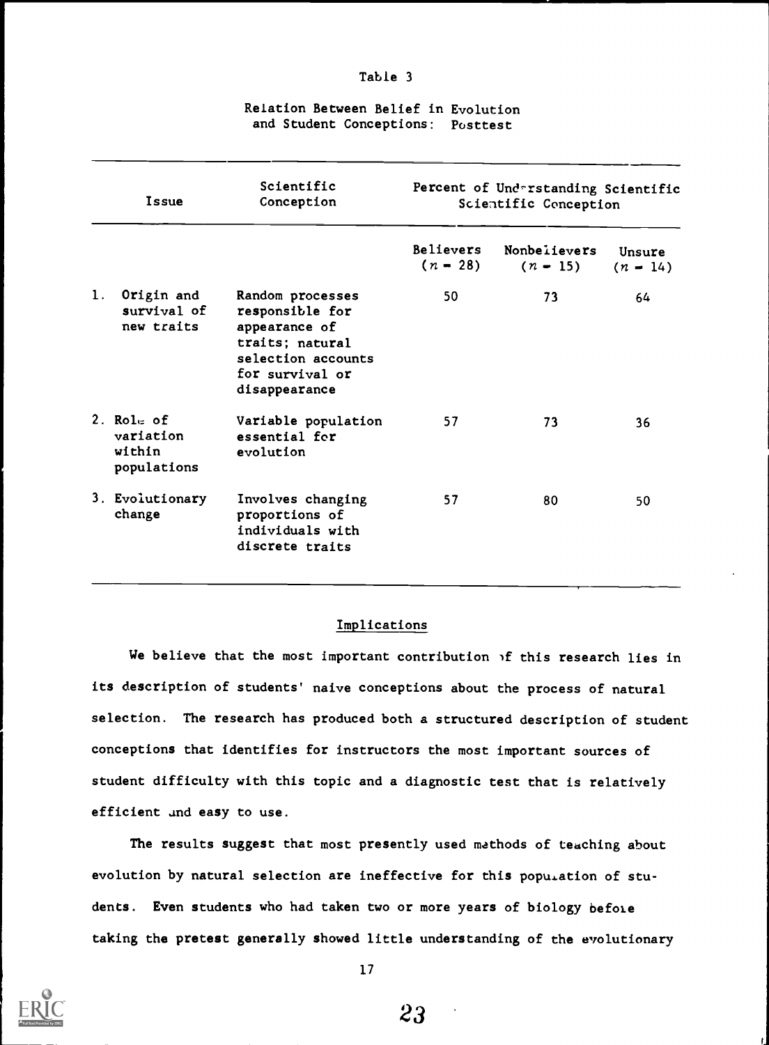Table 3

Relation Between Belief in Evolution and Student Conceptions: Posttest

| Issue | Scientific Conception | Percent of Understanding Scientific Conception | | |
|---|---|---|---|---|
| | | Believers ($n = 28$) | Nonbelievers ($n = 15$) | Unsure ($n = 14$) |
| 1. Origin and survival of new traits | Random processes responsible for appearance of traits; natural selection accounts for survival or disappearance | 50 | 73 | 64 |
| 2. Role of variation within populations | Variable population essential for evolution | 57 | 73 | 36 |
| 3. Evolutionary change | Involves changing proportions of individuals with discrete traits | 57 | 80 | 50 |

## Implications

We believe that the most important contribution of this research lies in its description of students' naive conceptions about the process of natural selection. The research has produced both a structured description of student conceptions that identifies for instructors the most important sources of student difficulty with this topic and a diagnostic test that is relatively efficient and easy to use.

The results suggest that most presently used methods of teaching about evolution by natural selection are ineffective for this population of students. Even students who had taken two or more years of biology before taking the pretest generally showed little understanding of the evolutionary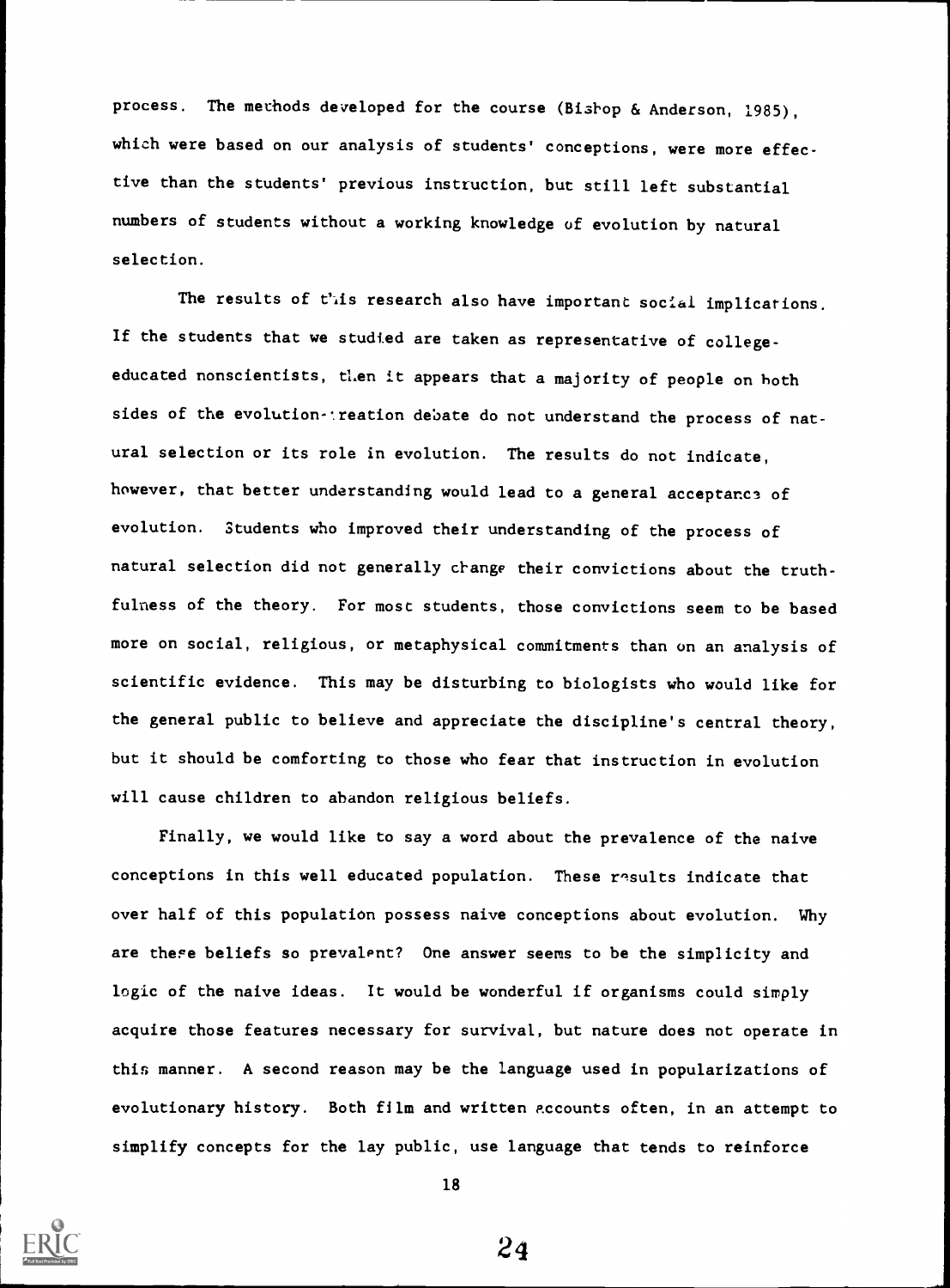process. The methods developed for the course (Bishop & Anderson, 1985), which were based on our analysis of students' conceptions, were more effective than the students' previous instruction, but still left substantial numbers of students without a working knowledge of evolution by natural selection.

The results of this research also have important social implications. If the students that we studied are taken as representative of college-educated nonscientists, then it appears that a majority of people on both sides of the evolution-creation debate do not understand the process of natural selection or its role in evolution. The results do not indicate, however, that better understanding would lead to a general acceptance of evolution. Students who improved their understanding of the process of natural selection did not generally change their convictions about the truthfulness of the theory. For most students, those convictions seem to be based more on social, religious, or metaphysical commitments than on an analysis of scientific evidence. This may be disturbing to biologists who would like for the general public to believe and appreciate the discipline's central theory, but it should be comforting to those who fear that instruction in evolution will cause children to abandon religious beliefs.

Finally, we would like to say a word about the prevalence of the naive conceptions in this well educated population. These results indicate that over half of this population possess naive conceptions about evolution. Why are these beliefs so prevalent? One answer seems to be the simplicity and logic of the naive ideas. It would be wonderful if organisms could simply acquire those features necessary for survival, but nature does not operate in this manner. A second reason may be the language used in popularizations of evolutionary history. Both film and written accounts often, in an attempt to simplify concepts for the lay public, use language that tends to reinforce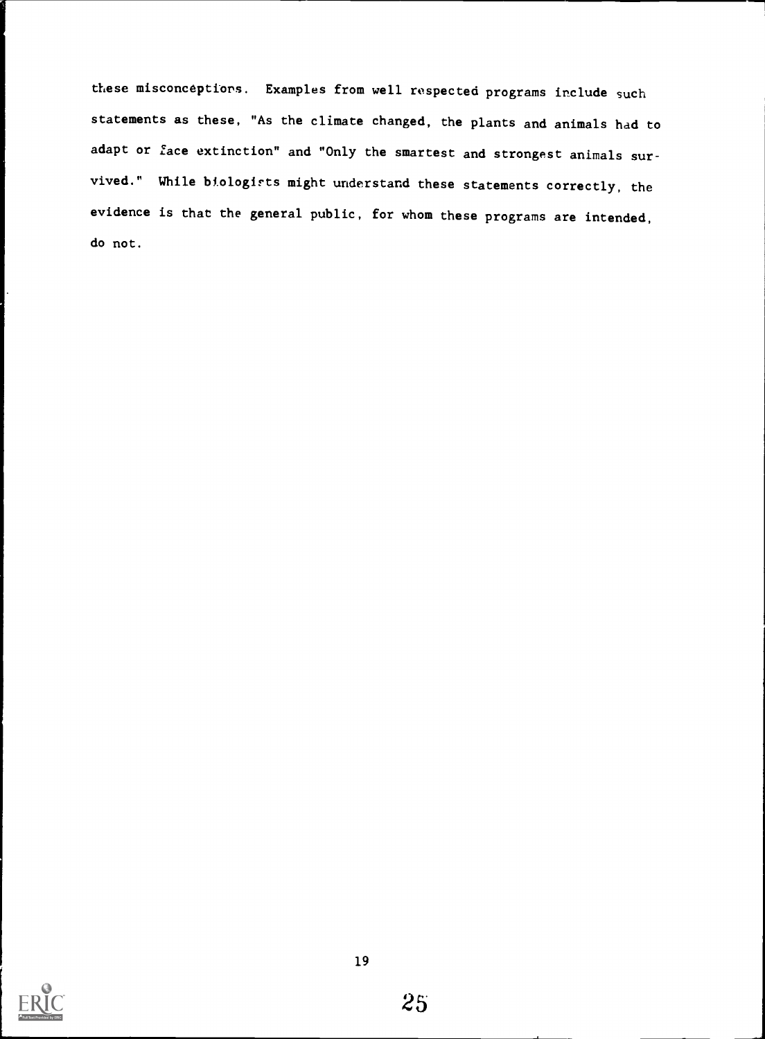these misconceptions. Examples from well respected programs include such statements as these, "As the climate changed, the plants and animals had to adapt or face extinction" and "Only the smartest and strongest animals survived." While biologists might understand these statements correctly, the evidence is that the general public, for whom these programs are intended, do not.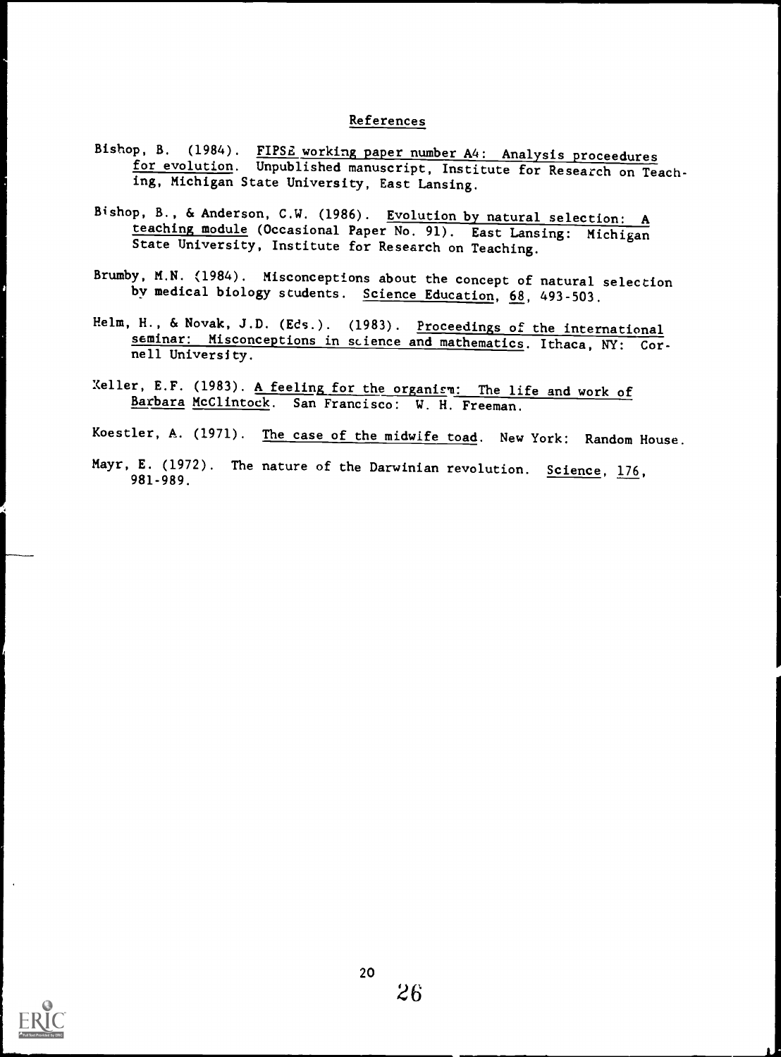## References

Bishop, B. (1984). FIPSE working paper number A4: Analysis proceedures for evolution. Unpublished manuscript, Institute for Research on Teaching, Michigan State University, East Lansing.

Bishop, B., & Anderson, C.W. (1986). Evolution by natural selection: A teaching module (Occasional Paper No. 91). East Lansing: Michigan State University, Institute for Research on Teaching.

Brumby, M.N. (1984). Misconceptions about the concept of natural selection by medical biology students. Science Education, 68, 493-503.

Helm, H., & Novak, J.D. (Eds.). (1983). Proceedings of the international seminar: Misconceptions in science and mathematics. Ithaca, NY: Cornell University.

Keller, E.F. (1983). A feeling for the organism: The life and work of Barbara McClintock. San Francisco: W. H. Freeman.

Koestler, A. (1971). The case of the midwife toad. New York: Random House.

Mayr, E. (1972). The nature of the Darwinian revolution. Science, 176, 981-989.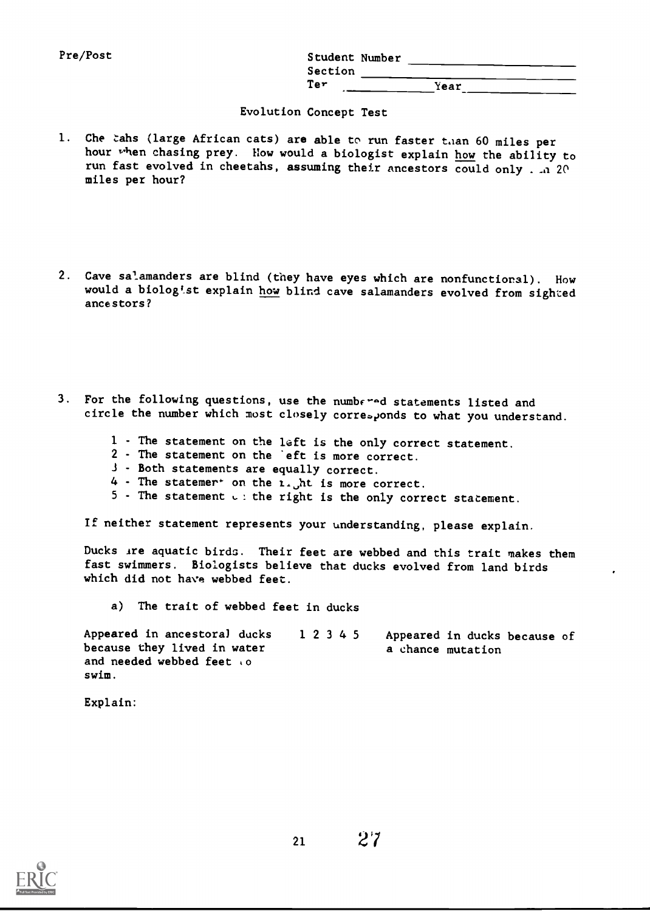Pre/Post

Student Number ____________
Section ____________
Ter ____________ Year ____________

Evolution Concept Test

1. Cheetahs (large African cats) are able to run faster than 60 miles per hour when chasing prey. How would a biologist explain how the ability to run fast evolved in cheetahs, assuming their ancestors could only run 20 miles per hour?

2. Cave salamanders are blind (they have eyes which are nonfunctional). How would a biologist explain how blind cave salamanders evolved from sighted ancestors?

3. For the following questions, use the numbered statements listed and circle the number which most closely corresponds to what you understand.

   1 - The statement on the left is the only correct statement.
   2 - The statement on the left is more correct.
   3 - Both statements are equally correct.
   4 - The statement on the right is more correct.
   5 - The statement on the right is the only correct statement.

   If neither statement represents your understanding, please explain.

   Ducks are aquatic birds. Their feet are webbed and this trait makes them fast swimmers. Biologists believe that ducks evolved from land birds which did not have webbed feet.

   a) The trait of webbed feet in ducks

   | | | |
   |---|---|---|
   | Appeared in ancestoral ducks because they lived in water and needed webbed feet to swim. | 1 2 3 4 5 | Appeared in ducks because of a chance mutation |

   Explain: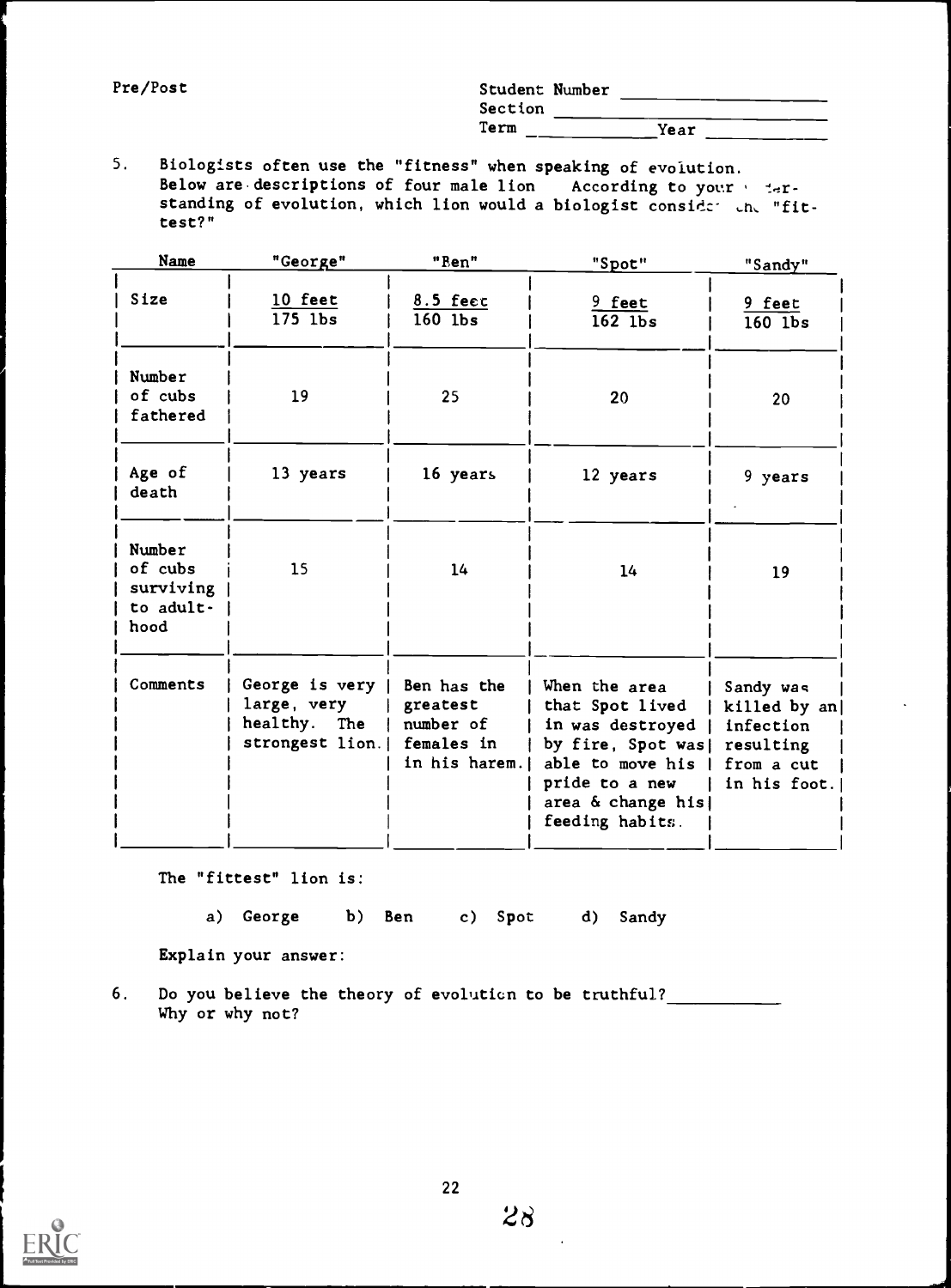Pre/Post

Student Number ____________________
Section ____________________
Term ____________ Year ____________

5. Biologists often use the "fitness" when speaking of evolution. Below are descriptions of four male lion According to your understanding of evolution, which lion would a biologist consider the "fittest?"

| Name | "George" | "Ben" | "Spot" | "Sandy" |
|---|---|---|---|---|
| Size | 10 feet 175 lbs | 8.5 feet 160 lbs | 9 feet 162 lbs | 9 feet 160 lbs |
| Number of cubs fathered | 19 | 25 | 20 | 20 |
| Age of death | 13 years | 16 years | 12 years | 9 years |
| Number of cubs surviving to adulthood | 15 | 14 | 14 | 19 |
| Comments | George is very large, very healthy. The strongest lion. | Ben has the greatest number of females in in his harem. | When the area that Spot lived in was destroyed by fire, Spot was able to move his pride to a new area & change his feeding habits. | Sandy was killed by an infection resulting from a cut in his foot. |

The "fittest" lion is:

a) George b) Ben c) Spot d) Sandy

Explain your answer:

6. Do you believe the theory of evolution to be truthful? ____________
Why or why not?